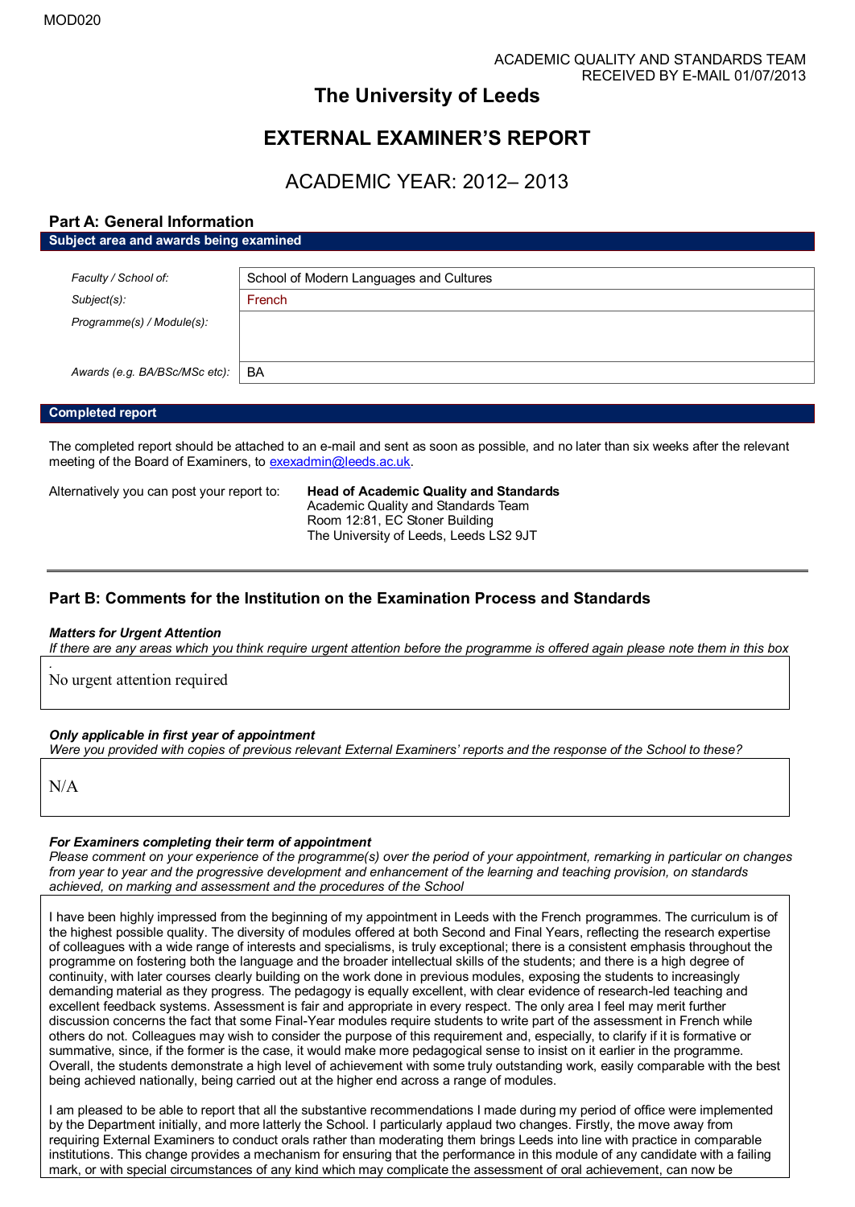MOD020

ACADEMIC QUALITY AND STANDARDS TEAM
RECEIVED BY E-MAIL 01/07/2013

# The University of Leeds

# EXTERNAL EXAMINER'S REPORT

## ACADEMIC YEAR: 2012– 2013

## Part A: General Information

**Subject area and awards being examined**

| | |
|---|---|
| *Faculty / School of:* | School of Modern Languages and Cultures |
| *Subject(s):* | French |
| *Programme(s) / Module(s):* | |
| *Awards (e.g. BA/BSc/MSc etc):* | BA |

**Completed report**

The completed report should be attached to an e-mail and sent as soon as possible, and no later than six weeks after the relevant meeting of the Board of Examiners, to exexadmin@leeds.ac.uk.

Alternatively you can post your report to:

**Head of Academic Quality and Standards**
Academic Quality and Standards Team
Room 12:81, EC Stoner Building
The University of Leeds, Leeds LS2 9JT

## Part B: Comments for the Institution on the Examination Process and Standards

***Matters for Urgent Attention***

*If there are any areas which you think require urgent attention before the programme is offered again please note them in this box*

No urgent attention required

***Only applicable in first year of appointment***

*Were you provided with copies of previous relevant External Examiners' reports and the response of the School to these?*

N/A

***For Examiners completing their term of appointment***

*Please comment on your experience of the programme(s) over the period of your appointment, remarking in particular on changes from year to year and the progressive development and enhancement of the learning and teaching provision, on standards achieved, on marking and assessment and the procedures of the School*

I have been highly impressed from the beginning of my appointment in Leeds with the French programmes. The curriculum is of the highest possible quality. The diversity of modules offered at both Second and Final Years, reflecting the research expertise of colleagues with a wide range of interests and specialisms, is truly exceptional; there is a consistent emphasis throughout the programme on fostering both the language and the broader intellectual skills of the students; and there is a high degree of continuity, with later courses clearly building on the work done in previous modules, exposing the students to increasingly demanding material as they progress. The pedagogy is equally excellent, with clear evidence of research-led teaching and excellent feedback systems. Assessment is fair and appropriate in every respect. The only area I feel may merit further discussion concerns the fact that some Final-Year modules require students to write part of the assessment in French while others do not. Colleagues may wish to consider the purpose of this requirement and, especially, to clarify if it is formative or summative, since, if the former is the case, it would make more pedagogical sense to insist on it earlier in the programme. Overall, the students demonstrate a high level of achievement with some truly outstanding work, easily comparable with the best being achieved nationally, being carried out at the higher end across a range of modules.

I am pleased to be able to report that all the substantive recommendations I made during my period of office were implemented by the Department initially, and more latterly the School. I particularly applaud two changes. Firstly, the move away from requiring External Examiners to conduct orals rather than moderating them brings Leeds into line with practice in comparable institutions. This change provides a mechanism for ensuring that the performance in this module of any candidate with a failing mark, or with special circumstances of any kind which may complicate the assessment of oral achievement, can now be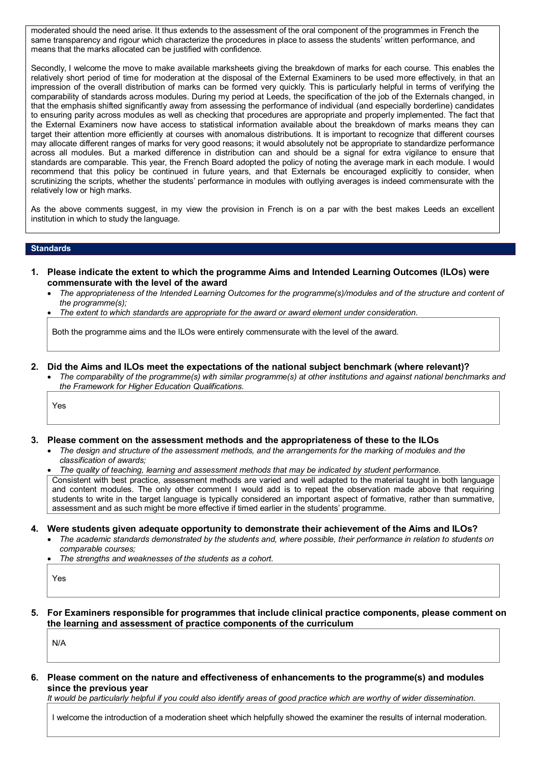moderated should the need arise. It thus extends to the assessment of the oral component of the programmes in French the same transparency and rigour which characterize the procedures in place to assess the students' written performance, and means that the marks allocated can be justified with confidence.

Secondly, I welcome the move to make available marksheets giving the breakdown of marks for each course. This enables the relatively short period of time for moderation at the disposal of the External Examiners to be used more effectively, in that an impression of the overall distribution of marks can be formed very quickly. This is particularly helpful in terms of verifying the comparability of standards across modules. During my period at Leeds, the specification of the job of the Externals changed, in that the emphasis shifted significantly away from assessing the performance of individual (and especially borderline) candidates to ensuring parity across modules as well as checking that procedures are appropriate and properly implemented. The fact that the External Examiners now have access to statistical information available about the breakdown of marks means they can target their attention more efficiently at courses with anomalous distributions. It is important to recognize that different courses may allocate different ranges of marks for very good reasons; it would absolutely not be appropriate to standardize performance across all modules. But a marked difference in distribution can and should be a signal for extra vigilance to ensure that standards are comparable. This year, the French Board adopted the policy of noting the average mark in each module. I would recommend that this policy be continued in future years, and that Externals be encouraged explicitly to consider, when scrutinizing the scripts, whether the students' performance in modules with outlying averages is indeed commensurate with the relatively low or high marks.

As the above comments suggest, in my view the provision in French is on a par with the best makes Leeds an excellent institution in which to study the language.

## Standards

**1. Please indicate the extent to which the programme Aims and Intended Learning Outcomes (ILOs) were commensurate with the level of the award**

- *The appropriateness of the Intended Learning Outcomes for the programme(s)/modules and of the structure and content of the programme(s);*
- *The extent to which standards are appropriate for the award or award element under consideration.*

Both the programme aims and the ILOs were entirely commensurate with the level of the award.

**2. Did the Aims and ILOs meet the expectations of the national subject benchmark (where relevant)?**

- *The comparability of the programme(s) with similar programme(s) at other institutions and against national benchmarks and the Framework for Higher Education Qualifications.*

Yes

**3. Please comment on the assessment methods and the appropriateness of these to the ILOs**

- *The design and structure of the assessment methods, and the arrangements for the marking of modules and the classification of awards;*
- *The quality of teaching, learning and assessment methods that may be indicated by student performance.*

Consistent with best practice, assessment methods are varied and well adapted to the material taught in both language and content modules. The only other comment I would add is to repeat the observation made above that requiring students to write in the target language is typically considered an important aspect of formative, rather than summative, assessment and as such might be more effective if timed earlier in the students' programme.

**4. Were students given adequate opportunity to demonstrate their achievement of the Aims and ILOs?**

- *The academic standards demonstrated by the students and, where possible, their performance in relation to students on comparable courses;*
- *The strengths and weaknesses of the students as a cohort.*

Yes

**5. For Examiners responsible for programmes that include clinical practice components, please comment on the learning and assessment of practice components of the curriculum**

N/A

**6. Please comment on the nature and effectiveness of enhancements to the programme(s) and modules since the previous year**

*It would be particularly helpful if you could also identify areas of good practice which are worthy of wider dissemination.*

I welcome the introduction of a moderation sheet which helpfully showed the examiner the results of internal moderation.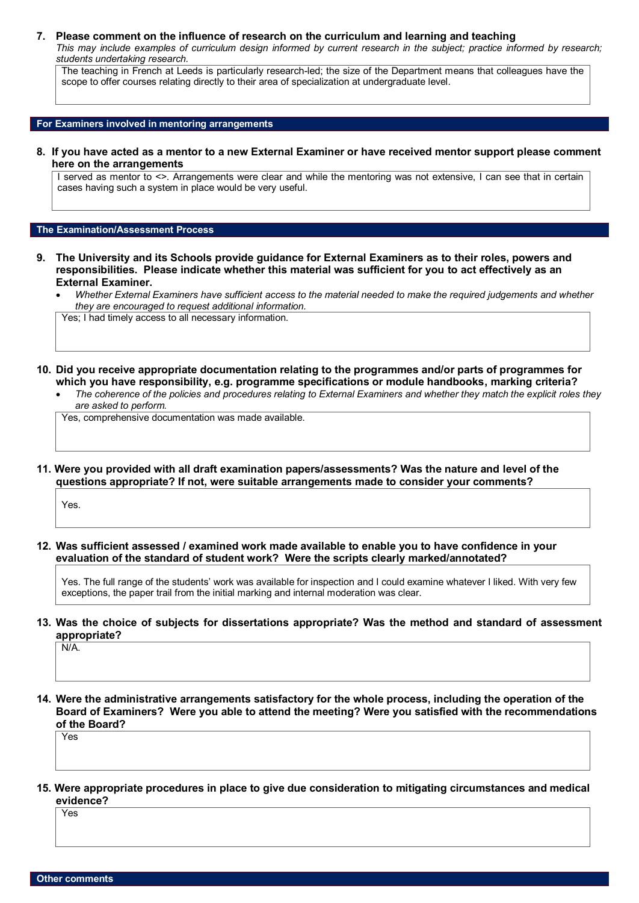**7. Please comment on the influence of research on the curriculum and learning and teaching**

*This may include examples of curriculum design informed by current research in the subject; practice informed by research; students undertaking research.*

The teaching in French at Leeds is particularly research-led; the size of the Department means that colleagues have the scope to offer courses relating directly to their area of specialization at undergraduate level.

## For Examiners involved in mentoring arrangements

**8. If you have acted as a mentor to a new External Examiner or have received mentor support please comment here on the arrangements**

I served as mentor to <>. Arrangements were clear and while the mentoring was not extensive, I can see that in certain cases having such a system in place would be very useful.

## The Examination/Assessment Process

**9. The University and its Schools provide guidance for External Examiners as to their roles, powers and responsibilities. Please indicate whether this material was sufficient for you to act effectively as an External Examiner.**

- *Whether External Examiners have sufficient access to the material needed to make the required judgements and whether they are encouraged to request additional information.*

Yes; I had timely access to all necessary information.

**10. Did you receive appropriate documentation relating to the programmes and/or parts of programmes for which you have responsibility, e.g. programme specifications or module handbooks, marking criteria?**

- *The coherence of the policies and procedures relating to External Examiners and whether they match the explicit roles they are asked to perform.*

Yes, comprehensive documentation was made available.

**11. Were you provided with all draft examination papers/assessments? Was the nature and level of the questions appropriate? If not, were suitable arrangements made to consider your comments?**

Yes.

**12. Was sufficient assessed / examined work made available to enable you to have confidence in your evaluation of the standard of student work? Were the scripts clearly marked/annotated?**

Yes. The full range of the students' work was available for inspection and I could examine whatever I liked. With very few exceptions, the paper trail from the initial marking and internal moderation was clear.

**13. Was the choice of subjects for dissertations appropriate? Was the method and standard of assessment appropriate?**

N/A.

**14. Were the administrative arrangements satisfactory for the whole process, including the operation of the Board of Examiners? Were you able to attend the meeting? Were you satisfied with the recommendations of the Board?**

Yes

**15. Were appropriate procedures in place to give due consideration to mitigating circumstances and medical evidence?**

Yes

## Other comments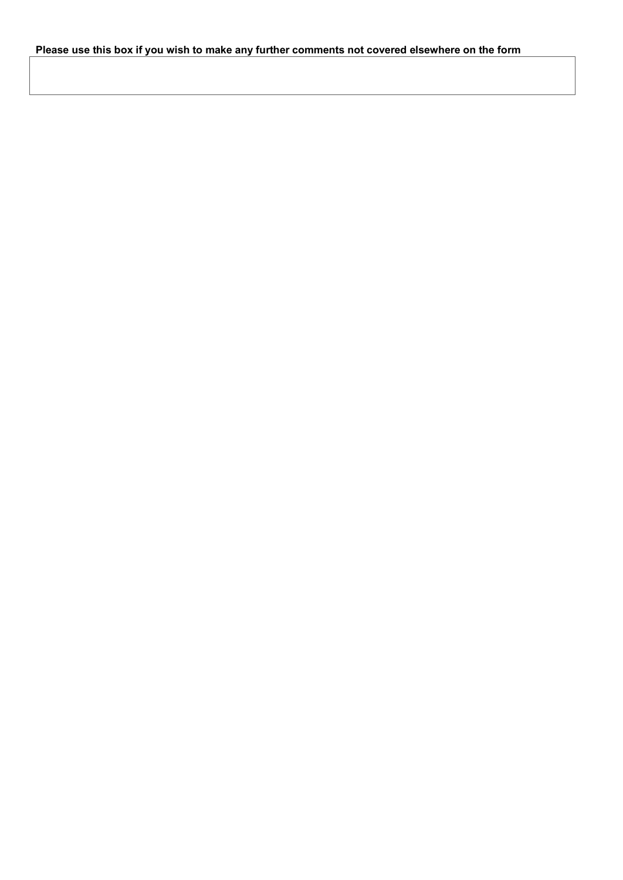**Please use this box if you wish to make any further comments not covered elsewhere on the form**

|   |
|---|
|   |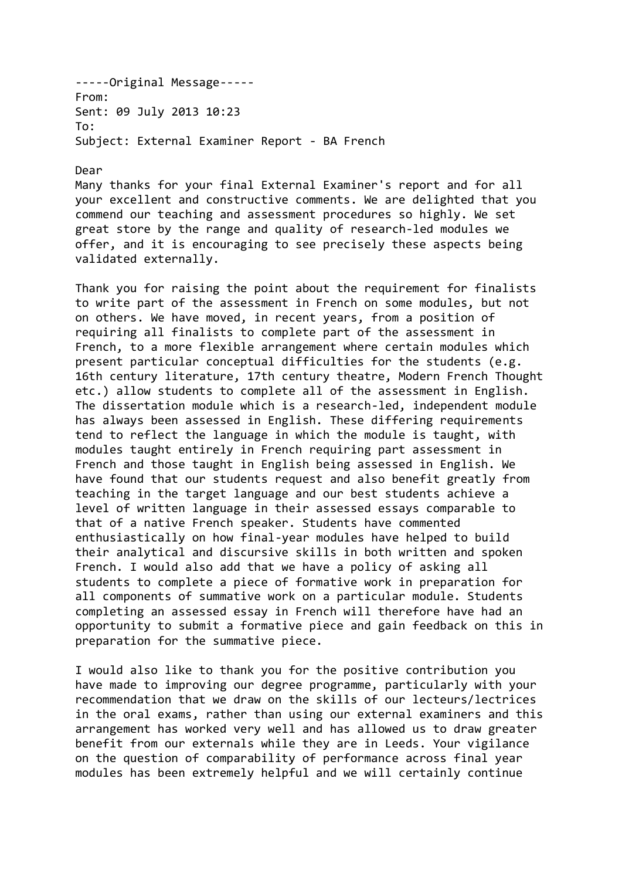-----Original Message-----
From:
Sent: 09 July 2013 10:23
To:
Subject: External Examiner Report - BA French

Dear

Many thanks for your final External Examiner's report and for all your excellent and constructive comments. We are delighted that you commend our teaching and assessment procedures so highly. We set great store by the range and quality of research-led modules we offer, and it is encouraging to see precisely these aspects being validated externally.

Thank you for raising the point about the requirement for finalists to write part of the assessment in French on some modules, but not on others. We have moved, in recent years, from a position of requiring all finalists to complete part of the assessment in French, to a more flexible arrangement where certain modules which present particular conceptual difficulties for the students (e.g. 16th century literature, 17th century theatre, Modern French Thought etc.) allow students to complete all of the assessment in English. The dissertation module which is a research-led, independent module has always been assessed in English. These differing requirements tend to reflect the language in which the module is taught, with modules taught entirely in French requiring part assessment in French and those taught in English being assessed in English. We have found that our students request and also benefit greatly from teaching in the target language and our best students achieve a level of written language in their assessed essays comparable to that of a native French speaker. Students have commented enthusiastically on how final-year modules have helped to build their analytical and discursive skills in both written and spoken French. I would also add that we have a policy of asking all students to complete a piece of formative work in preparation for all components of summative work on a particular module. Students completing an assessed essay in French will therefore have had an opportunity to submit a formative piece and gain feedback on this in preparation for the summative piece.

I would also like to thank you for the positive contribution you have made to improving our degree programme, particularly with your recommendation that we draw on the skills of our lecteurs/lectrices in the oral exams, rather than using our external examiners and this arrangement has worked very well and has allowed us to draw greater benefit from our externals while they are in Leeds. Your vigilance on the question of comparability of performance across final year modules has been extremely helpful and we will certainly continue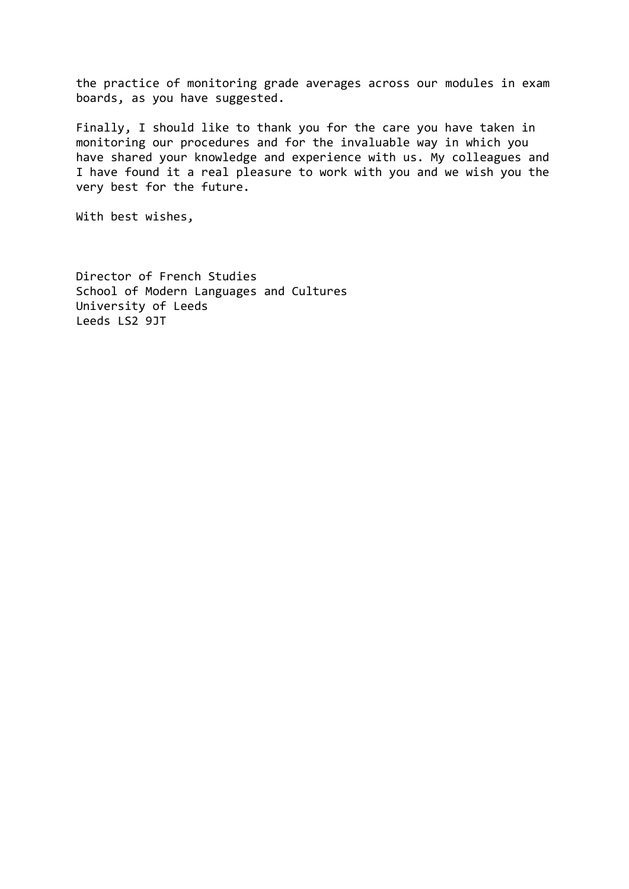the practice of monitoring grade averages across our modules in exam boards, as you have suggested.

Finally, I should like to thank you for the care you have taken in monitoring our procedures and for the invaluable way in which you have shared your knowledge and experience with us. My colleagues and I have found it a real pleasure to work with you and we wish you the very best for the future.

With best wishes,

Director of French Studies  
School of Modern Languages and Cultures  
University of Leeds  
Leeds LS2 9JT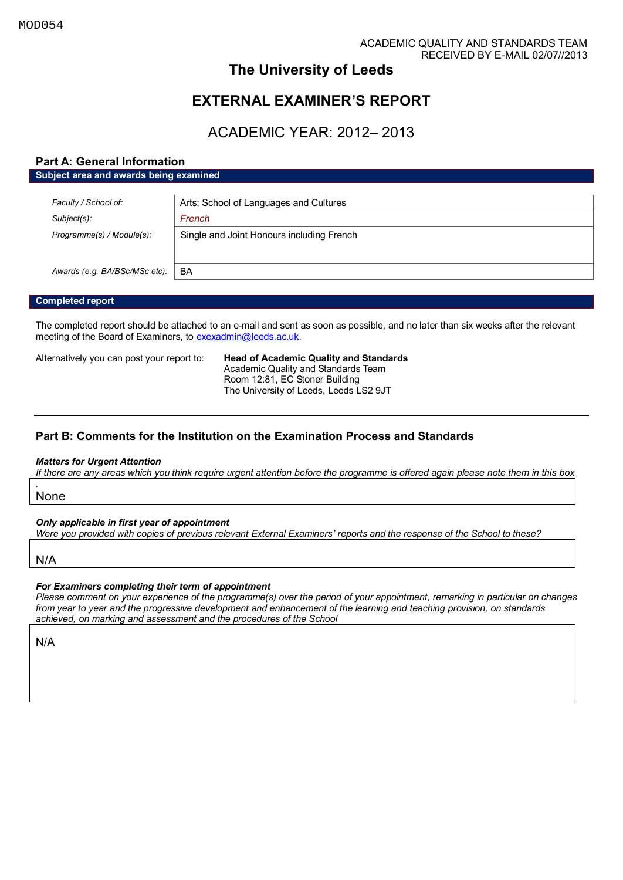MOD054

ACADEMIC QUALITY AND STANDARDS TEAM
RECEIVED BY E-MAIL 02/07//2013

# The University of Leeds

# EXTERNAL EXAMINER'S REPORT

## ACADEMIC YEAR: 2012– 2013

## Part A: General Information

**Subject area and awards being examined**

| | |
|---|---|
| *Faculty / School of:* | Arts; School of Languages and Cultures |
| *Subject(s):* | *French* |
| *Programme(s) / Module(s):* | Single and Joint Honours including French |
| *Awards (e.g. BA/BSc/MSc etc):* | BA |

**Completed report**

The completed report should be attached to an e-mail and sent as soon as possible, and no later than six weeks after the relevant meeting of the Board of Examiners, to exexadmin@leeds.ac.uk.

Alternatively you can post your report to: **Head of Academic Quality and Standards**
Academic Quality and Standards Team
Room 12:81, EC Stoner Building
The University of Leeds, Leeds LS2 9JT

## Part B: Comments for the Institution on the Examination Process and Standards

***Matters for Urgent Attention***

*If there are any areas which you think require urgent attention before the programme is offered again please note them in this box*

.
None

***Only applicable in first year of appointment***

*Were you provided with copies of previous relevant External Examiners' reports and the response of the School to these?*

N/A

***For Examiners completing their term of appointment***

*Please comment on your experience of the programme(s) over the period of your appointment, remarking in particular on changes from year to year and the progressive development and enhancement of the learning and teaching provision, on standards achieved, on marking and assessment and the procedures of the School*

N/A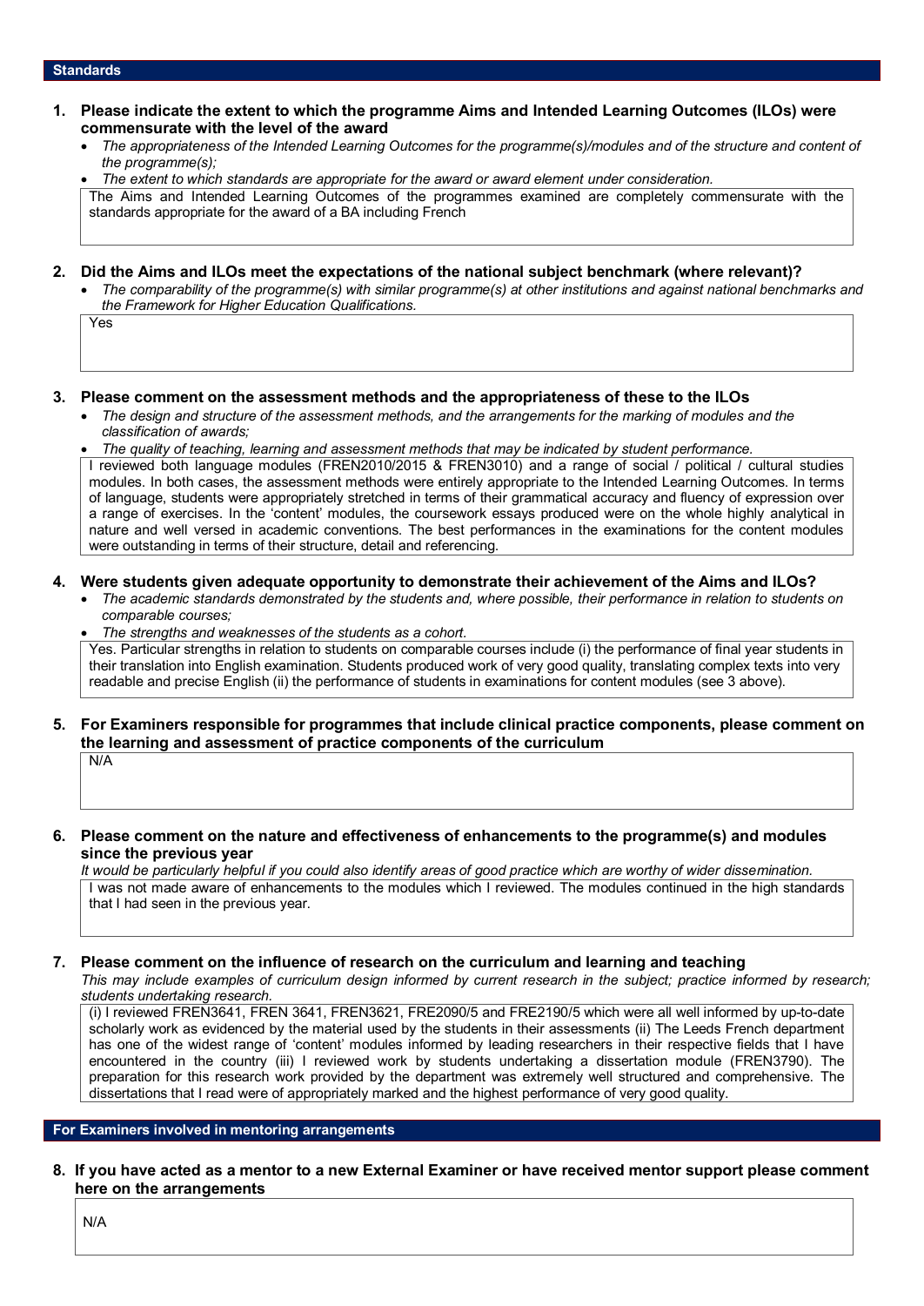## Standards

**1. Please indicate the extent to which the programme Aims and Intended Learning Outcomes (ILOs) were commensurate with the level of the award**

- *The appropriateness of the Intended Learning Outcomes for the programme(s)/modules and of the structure and content of the programme(s);*
- *The extent to which standards are appropriate for the award or award element under consideration.*

The Aims and Intended Learning Outcomes of the programmes examined are completely commensurate with the standards appropriate for the award of a BA including French

**2. Did the Aims and ILOs meet the expectations of the national subject benchmark (where relevant)?**

- *The comparability of the programme(s) with similar programme(s) at other institutions and against national benchmarks and the Framework for Higher Education Qualifications.*

Yes

**3. Please comment on the assessment methods and the appropriateness of these to the ILOs**

- *The design and structure of the assessment methods, and the arrangements for the marking of modules and the classification of awards;*
- *The quality of teaching, learning and assessment methods that may be indicated by student performance.*

I reviewed both language modules (FREN2010/2015 & FREN3010) and a range of social / political / cultural studies modules. In both cases, the assessment methods were entirely appropriate to the Intended Learning Outcomes. In terms of language, students were appropriately stretched in terms of their grammatical accuracy and fluency of expression over a range of exercises. In the 'content' modules, the coursework essays produced were on the whole highly analytical in nature and well versed in academic conventions. The best performances in the examinations for the content modules were outstanding in terms of their structure, detail and referencing.

**4. Were students given adequate opportunity to demonstrate their achievement of the Aims and ILOs?**

- *The academic standards demonstrated by the students and, where possible, their performance in relation to students on comparable courses;*
- *The strengths and weaknesses of the students as a cohort.*

Yes. Particular strengths in relation to students on comparable courses include (i) the performance of final year students in their translation into English examination. Students produced work of very good quality, translating complex texts into very readable and precise English (ii) the performance of students in examinations for content modules (see 3 above).

**5. For Examiners responsible for programmes that include clinical practice components, please comment on the learning and assessment of practice components of the curriculum**

N/A

**6. Please comment on the nature and effectiveness of enhancements to the programme(s) and modules since the previous year**

*It would be particularly helpful if you could also identify areas of good practice which are worthy of wider dissemination.*

I was not made aware of enhancements to the modules which I reviewed. The modules continued in the high standards that I had seen in the previous year.

**7. Please comment on the influence of research on the curriculum and learning and teaching**

*This may include examples of curriculum design informed by current research in the subject; practice informed by research; students undertaking research.*

(i) I reviewed FREN3641, FREN 3641, FREN3621, FRE2090/5 and FRE2190/5 which were all well informed by up-to-date scholarly work as evidenced by the material used by the students in their assessments (ii) The Leeds French department has one of the widest range of 'content' modules informed by leading researchers in their respective fields that I have encountered in the country (iii) I reviewed work by students undertaking a dissertation module (FREN3790). The preparation for this research work provided by the department was extremely well structured and comprehensive. The dissertations that I read were of appropriately marked and the highest performance of very good quality.

## For Examiners involved in mentoring arrangements

**8. If you have acted as a mentor to a new External Examiner or have received mentor support please comment here on the arrangements**

N/A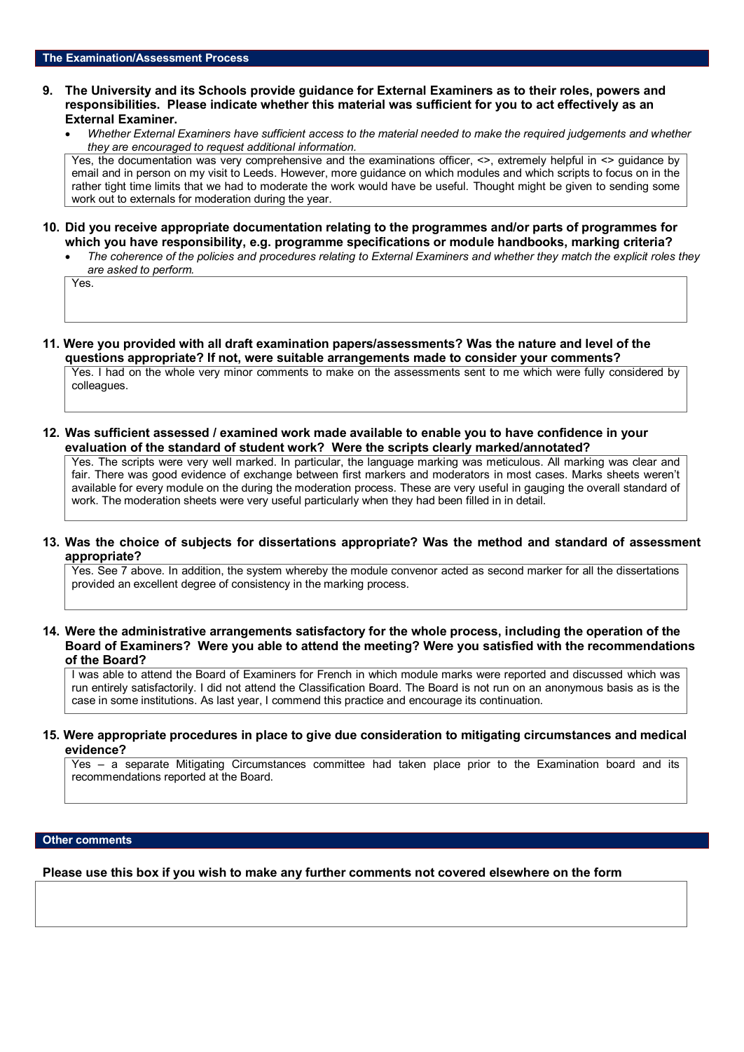## The Examination/Assessment Process

**9. The University and its Schools provide guidance for External Examiners as to their roles, powers and responsibilities. Please indicate whether this material was sufficient for you to act effectively as an External Examiner.**

- *Whether External Examiners have sufficient access to the material needed to make the required judgements and whether they are encouraged to request additional information.*

Yes, the documentation was very comprehensive and the examinations officer, <>, extremely helpful in <> guidance by email and in person on my visit to Leeds. However, more guidance on which modules and which scripts to focus on in the rather tight time limits that we had to moderate the work would have be useful. Thought might be given to sending some work out to externals for moderation during the year.

**10. Did you receive appropriate documentation relating to the programmes and/or parts of programmes for which you have responsibility, e.g. programme specifications or module handbooks, marking criteria?**

- *The coherence of the policies and procedures relating to External Examiners and whether they match the explicit roles they are asked to perform.*

Yes.

**11. Were you provided with all draft examination papers/assessments? Was the nature and level of the questions appropriate? If not, were suitable arrangements made to consider your comments?**

Yes. I had on the whole very minor comments to make on the assessments sent to me which were fully considered by colleagues.

**12. Was sufficient assessed / examined work made available to enable you to have confidence in your evaluation of the standard of student work? Were the scripts clearly marked/annotated?**

Yes. The scripts were very well marked. In particular, the language marking was meticulous. All marking was clear and fair. There was good evidence of exchange between first markers and moderators in most cases. Marks sheets weren't available for every module on the during the moderation process. These are very useful in gauging the overall standard of work. The moderation sheets were very useful particularly when they had been filled in in detail.

**13. Was the choice of subjects for dissertations appropriate? Was the method and standard of assessment appropriate?**

Yes. See 7 above. In addition, the system whereby the module convenor acted as second marker for all the dissertations provided an excellent degree of consistency in the marking process.

**14. Were the administrative arrangements satisfactory for the whole process, including the operation of the Board of Examiners? Were you able to attend the meeting? Were you satisfied with the recommendations of the Board?**

I was able to attend the Board of Examiners for French in which module marks were reported and discussed which was run entirely satisfactorily. I did not attend the Classification Board. The Board is not run on an anonymous basis as is the case in some institutions. As last year, I commend this practice and encourage its continuation.

**15. Were appropriate procedures in place to give due consideration to mitigating circumstances and medical evidence?**

Yes – a separate Mitigating Circumstances committee had taken place prior to the Examination board and its recommendations reported at the Board.

## Other comments

**Please use this box if you wish to make any further comments not covered elsewhere on the form**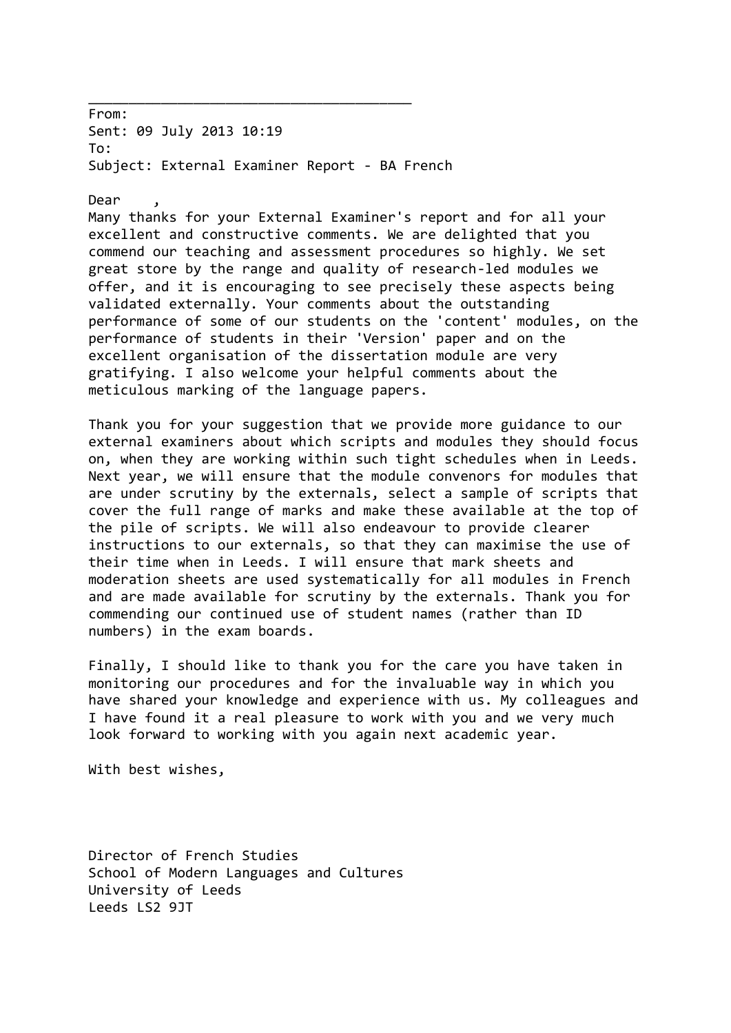________________________________________

From:
Sent: 09 July 2013 10:19
To:
Subject: External Examiner Report - BA French

Dear ,

Many thanks for your External Examiner's report and for all your excellent and constructive comments. We are delighted that you commend our teaching and assessment procedures so highly. We set great store by the range and quality of research-led modules we offer, and it is encouraging to see precisely these aspects being validated externally. Your comments about the outstanding performance of some of our students on the 'content' modules, on the performance of students in their 'Version' paper and on the excellent organisation of the dissertation module are very gratifying. I also welcome your helpful comments about the meticulous marking of the language papers.

Thank you for your suggestion that we provide more guidance to our external examiners about which scripts and modules they should focus on, when they are working within such tight schedules when in Leeds. Next year, we will ensure that the module convenors for modules that are under scrutiny by the externals, select a sample of scripts that cover the full range of marks and make these available at the top of the pile of scripts. We will also endeavour to provide clearer instructions to our externals, so that they can maximise the use of their time when in Leeds. I will ensure that mark sheets and moderation sheets are used systematically for all modules in French and are made available for scrutiny by the externals. Thank you for commending our continued use of student names (rather than ID numbers) in the exam boards.

Finally, I should like to thank you for the care you have taken in monitoring our procedures and for the invaluable way in which you have shared your knowledge and experience with us. My colleagues and I have found it a real pleasure to work with you and we very much look forward to working with you again next academic year.

With best wishes,

Director of French Studies
School of Modern Languages and Cultures
University of Leeds
Leeds LS2 9JT